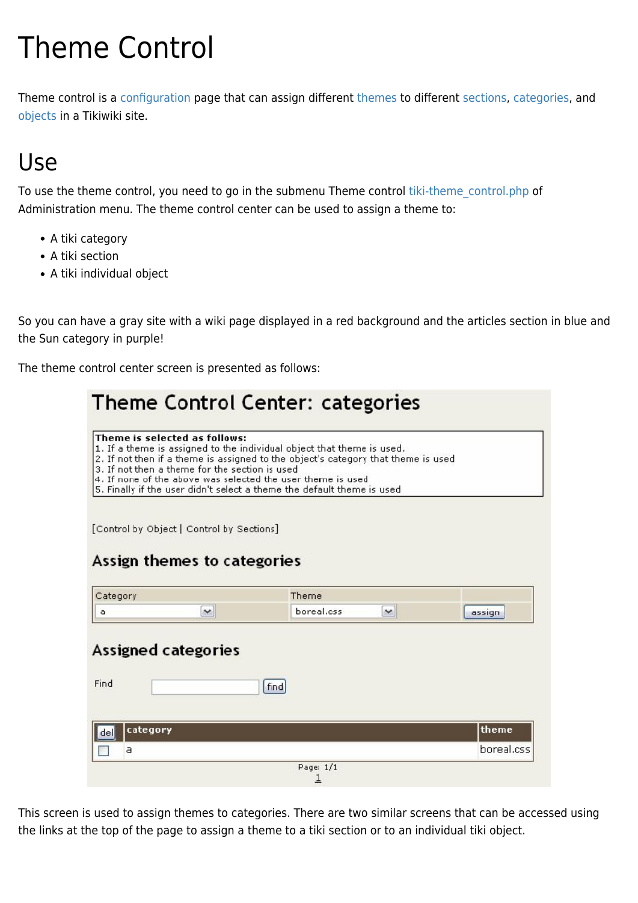# Theme Control

Theme control is a configuration page that can assign different themes to different sections, categories, and objects in a Tikiwiki site.

## Use

To use the theme control, you need to go in the submenu Theme control tiki-theme_control.php of Administration menu. The theme control center can be used to assign a theme to:

- A tiki category
- A tiki section
- A tiki individual object

So you can have a gray site with a wiki page displayed in a red background and the articles section in blue and the Sun category in purple!

The theme control center screen is presented as follows:

### Theme Control Center: categories

**Theme is selected as follows:**
1. If a theme is assigned to the individual object that theme is used.
2. If not then if a theme is assigned to the object's category that theme is used
3. If not then a theme for the section is used
4. If none of the above was selected the user theme is used
5. Finally if the user didn't select a theme the default theme is used

[Control by Object | Control by Sections]

#### Assign themes to categories

| Category | Theme | |
|---|---|---|
| a | boreal.css | assign |

#### Assigned categories

Find [ ] find

| del | category | theme |
|---|---|---|
| ☐ | a | boreal.css |

Page: 1/1
1

This screen is used to assign themes to categories. There are two similar screens that can be accessed using the links at the top of the page to assign a theme to a tiki section or to an individual tiki object.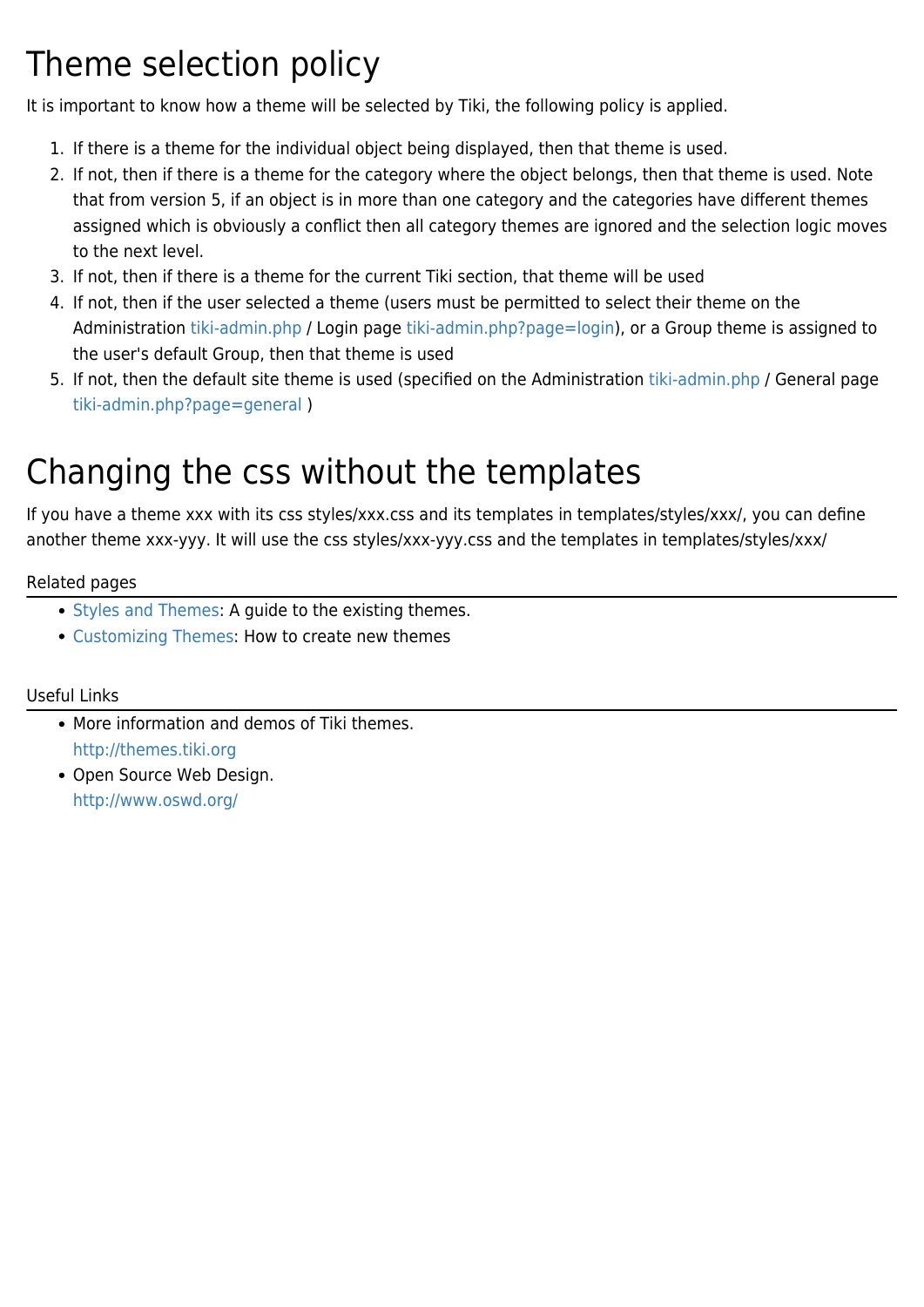# Theme selection policy

It is important to know how a theme will be selected by Tiki, the following policy is applied.

1. If there is a theme for the individual object being displayed, then that theme is used.
2. If not, then if there is a theme for the category where the object belongs, then that theme is used. Note that from version 5, if an object is in more than one category and the categories have different themes assigned which is obviously a conflict then all category themes are ignored and the selection logic moves to the next level.
3. If not, then if there is a theme for the current Tiki section, that theme will be used
4. If not, then if the user selected a theme (users must be permitted to select their theme on the Administration tiki-admin.php / Login page tiki-admin.php?page=login), or a Group theme is assigned to the user's default Group, then that theme is used
5. If not, then the default site theme is used (specified on the Administration tiki-admin.php / General page tiki-admin.php?page=general )

# Changing the css without the templates

If you have a theme xxx with its css styles/xxx.css and its templates in templates/styles/xxx/, you can define another theme xxx-yyy. It will use the css styles/xxx-yyy.css and the templates in templates/styles/xxx/

Related pages

- Styles and Themes: A guide to the existing themes.
- Customizing Themes: How to create new themes

Useful Links

- More information and demos of Tiki themes.
  http://themes.tiki.org
- Open Source Web Design.
  http://www.oswd.org/